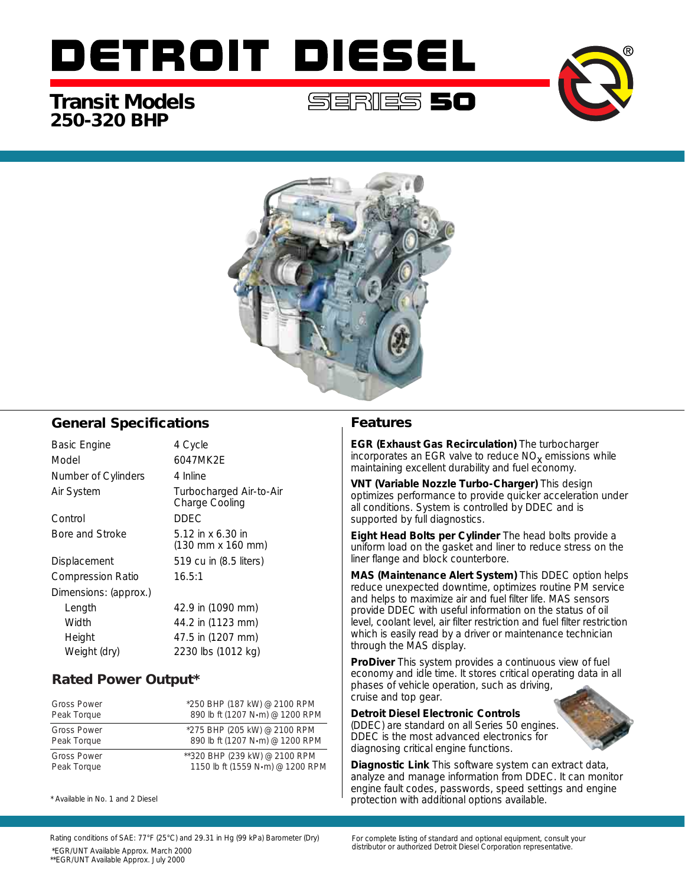# DETROIT DIESEL

## Transit Models 250-320 BHP

SERIES 50

## General Specifications

| | |
|---|---|
| Basic Engine | 4 Cycle |
| Model | 6047MK2E |
| Number of Cylinders | 4 Inline |
| Air System | Turbocharged Air-to-Air Charge Cooling |
| Control | DDEC |
| Bore and Stroke | 5.12 in x 6.30 in (130 mm x 160 mm) |
| Displacement | 519 cu in (8.5 liters) |
| Compression Ratio | 16.5:1 |
| Dimensions: (approx.) | |
| Length | 42.9 in (1090 mm) |
| Width | 44.2 in (1123 mm) |
| Height | 47.5 in (1207 mm) |
| Weight (dry) | 2230 lbs (1012 kg) |

## Rated Power Output*

| | |
|---|---|
| Gross Power | *250 BHP (187 kW) @ 2100 RPM |
| Peak Torque | 890 lb ft (1207 N•m) @ 1200 RPM |
| Gross Power | *275 BHP (205 kW) @ 2100 RPM |
| Peak Torque | 890 lb ft (1207 N•m) @ 1200 RPM |
| Gross Power | **320 BHP (239 kW) @ 2100 RPM |
| Peak Torque | 1150 lb ft (1559 N•m) @ 1200 RPM |

* Available in No. 1 and 2 Diesel

## Features

**EGR (Exhaust Gas Recirculation)** The turbocharger incorporates an EGR valve to reduce $NO_x$ emissions while maintaining excellent durability and fuel economy.

**VNT (Variable Nozzle Turbo-Charger)** This design optimizes performance to provide quicker acceleration under all conditions. System is controlled by DDEC and is supported by full diagnostics.

**Eight Head Bolts per Cylinder** The head bolts provide a uniform load on the gasket and liner to reduce stress on the liner flange and block counterbore.

**MAS (Maintenance Alert System)** This DDEC option helps reduce unexpected downtime, optimizes routine PM service and helps to maximize air and fuel filter life. MAS sensors provide DDEC with useful information on the status of oil level, coolant level, air filter restriction and fuel filter restriction which is easily read by a driver or maintenance technician through the MAS display.

**ProDiver** This system provides a continuous view of fuel economy and idle time. It stores critical operating data in all phases of vehicle operation, such as driving, cruise and top gear.

**Detroit Diesel Electronic Controls** (DDEC) are standard on all Series 50 engines. DDEC is the most advanced electronics for diagnosing critical engine functions.

**Diagnostic Link** This software system can extract data, analyze and manage information from DDEC. It can monitor engine fault codes, passwords, speed settings and engine protection with additional options available.

Rating conditions of SAE: 77°F (25°C) and 29.31 in Hg (99 kPa) Barometer (Dry)

*EGR/UNT Available Approx. March 2000
**EGR/UNT Available Approx. July 2000

For complete listing of standard and optional equipment, consult your distributor or authorized Detroit Diesel Corporation representative.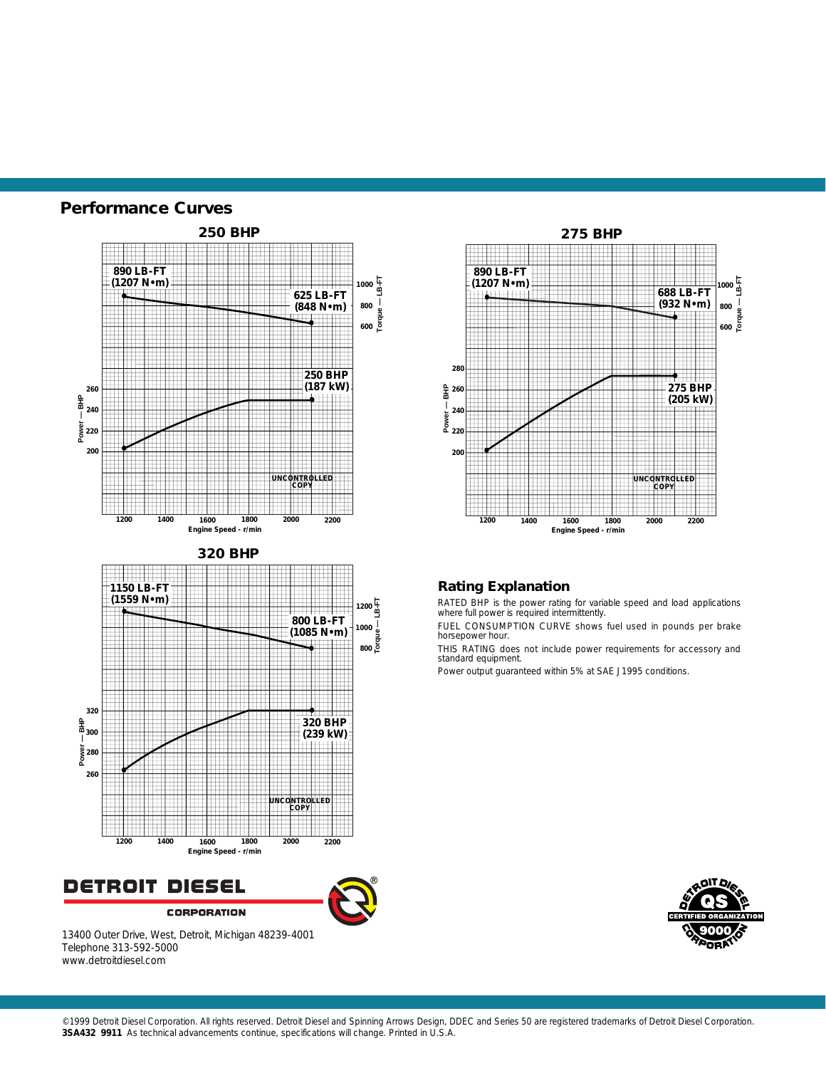## Performance Curves

### 250 BHP

890 LB-FT
(1207 N•m)

625 LB-FT
(848 N•m)

250 BHP
(187 kW)

1000
800
600
Torque — LB-FT

260
240
220
200
Power — BHP

UNCONTROLLED COPY

1200 1400 1600 1800 2000 2200
Engine Speed - r/min

### 275 BHP

890 LB-FT
(1207 N•m)

688 LB-FT
(932 N•m)

275 BHP
(205 kW)

1000
800
600
Torque — LB-FT

280
260
240
220
200
Power — BHP

UNCONTROLLED COPY

1200 1400 1600 1800 2000 2200
Engine Speed - r/min

### 320 BHP

1150 LB-FT
(1559 N•m)

800 LB-FT
(1085 N•m)

320 BHP
(239 kW)

1200
1000
800
Torque — LB-FT

320
300
280
260
Power — BHP

UNCONTROLLED COPY

1200 1400 1600 1800 2000 2200
Engine Speed - r/min

## Rating Explanation

RATED BHP is the power rating for variable speed and load applications where full power is required intermittently.

FUEL CONSUMPTION CURVE shows fuel used in pounds per brake horsepower hour.

THIS RATING does not include power requirements for accessory and standard equipment.

Power output guaranteed within 5% at SAE J1995 conditions.

**DETROIT DIESEL CORPORATION**

13400 Outer Drive, West, Detroit, Michigan 48239-4001
Telephone 313-592-5000
www.detroitdiesel.com

DETROIT DIESEL CORPORATION — QS 9000 CERTIFIED ORGANIZATION

©1999 Detroit Diesel Corporation. All rights reserved. Detroit Diesel and Spinning Arrows Design, DDEC and Series 50 are registered trademarks of Detroit Diesel Corporation.
**3SA432 9911** As technical advancements continue, specifications will change. Printed in U.S.A.